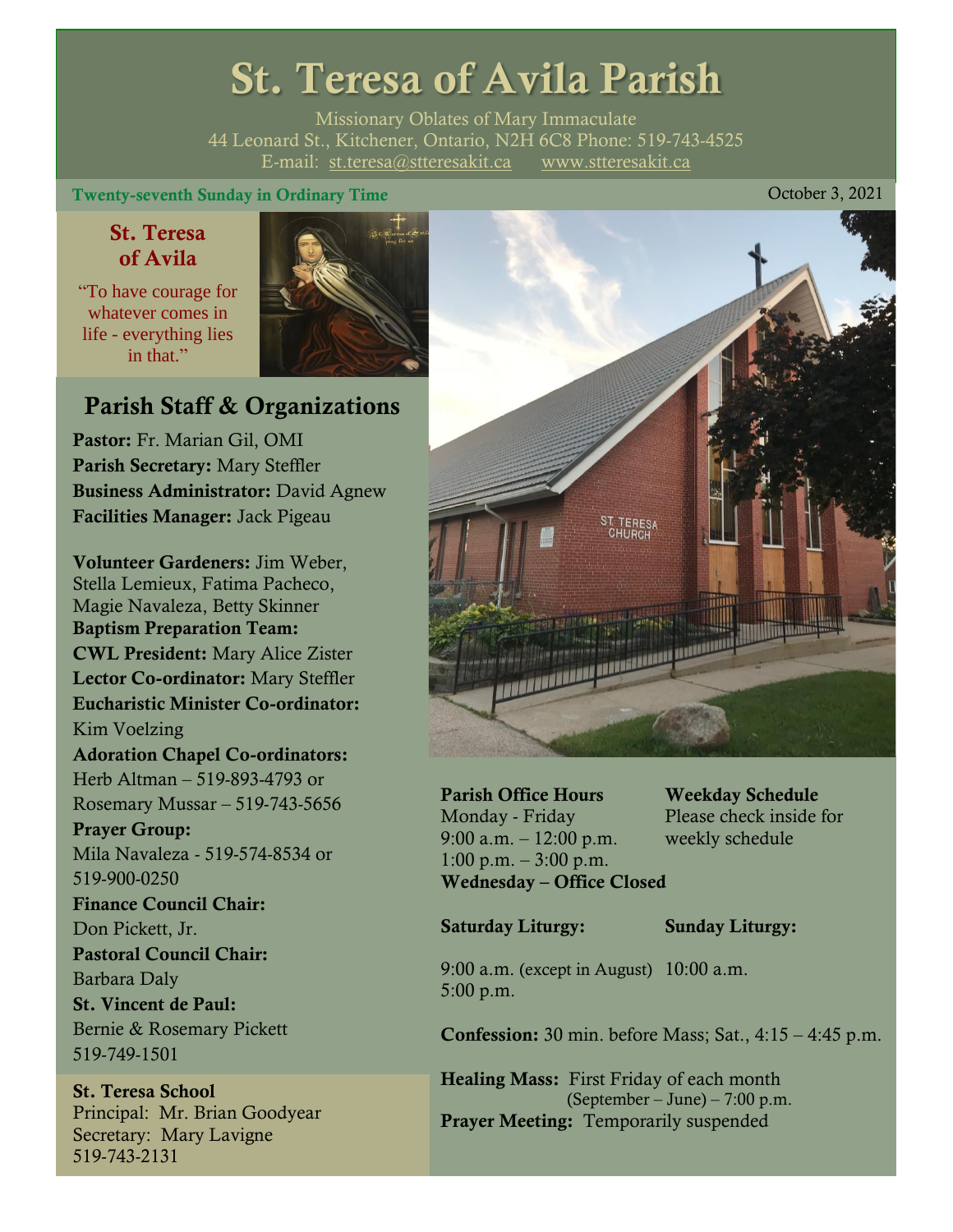# St. Teresa of Avila Parish

Missionary Oblates of Mary Immaculate
44 Leonard St., Kitchener, Ontario, N2H 6C8 Phone: 519-743-4525
E-mail: st.teresa@stteresakit.ca www.stteresakit.ca

**Twenty-seventh Sunday in Ordinary Time** October 3, 2021

## St. Teresa of Avila

"To have courage for whatever comes in life - everything lies in that."

## Parish Staff & Organizations

**Pastor:** Fr. Marian Gil, OMI
**Parish Secretary:** Mary Steffler
**Business Administrator:** David Agnew
**Facilities Manager:** Jack Pigeau

**Volunteer Gardeners:** Jim Weber, Stella Lemieux, Fatima Pacheco, Magie Navaleza, Betty Skinner
**Baptism Preparation Team:**
**CWL President:** Mary Alice Zister
**Lector Co-ordinator:** Mary Steffler
**Eucharistic Minister Co-ordinator:** Kim Voelzing
**Adoration Chapel Co-ordinators:** Herb Altman – 519-893-4793 or Rosemary Mussar – 519-743-5656
**Prayer Group:** Mila Navaleza - 519-574-8534 or 519-900-0250
**Finance Council Chair:** Don Pickett, Jr.
**Pastoral Council Chair:** Barbara Daly
**St. Vincent de Paul:** Bernie & Rosemary Pickett 519-749-1501

**St. Teresa School**
Principal: Mr. Brian Goodyear
Secretary: Mary Lavigne
519-743-2131

**Parish Office Hours**
Monday - Friday
9:00 a.m. – 12:00 p.m.
1:00 p.m. – 3:00 p.m.
**Wednesday – Office Closed**

**Weekday Schedule**
Please check inside for weekly schedule

**Saturday Liturgy:**
9:00 a.m. (except in August)
5:00 p.m.

**Sunday Liturgy:**
10:00 a.m.

**Confession:** 30 min. before Mass; Sat., 4:15 – 4:45 p.m.

**Healing Mass:** First Friday of each month (September – June) – 7:00 p.m.
**Prayer Meeting:** Temporarily suspended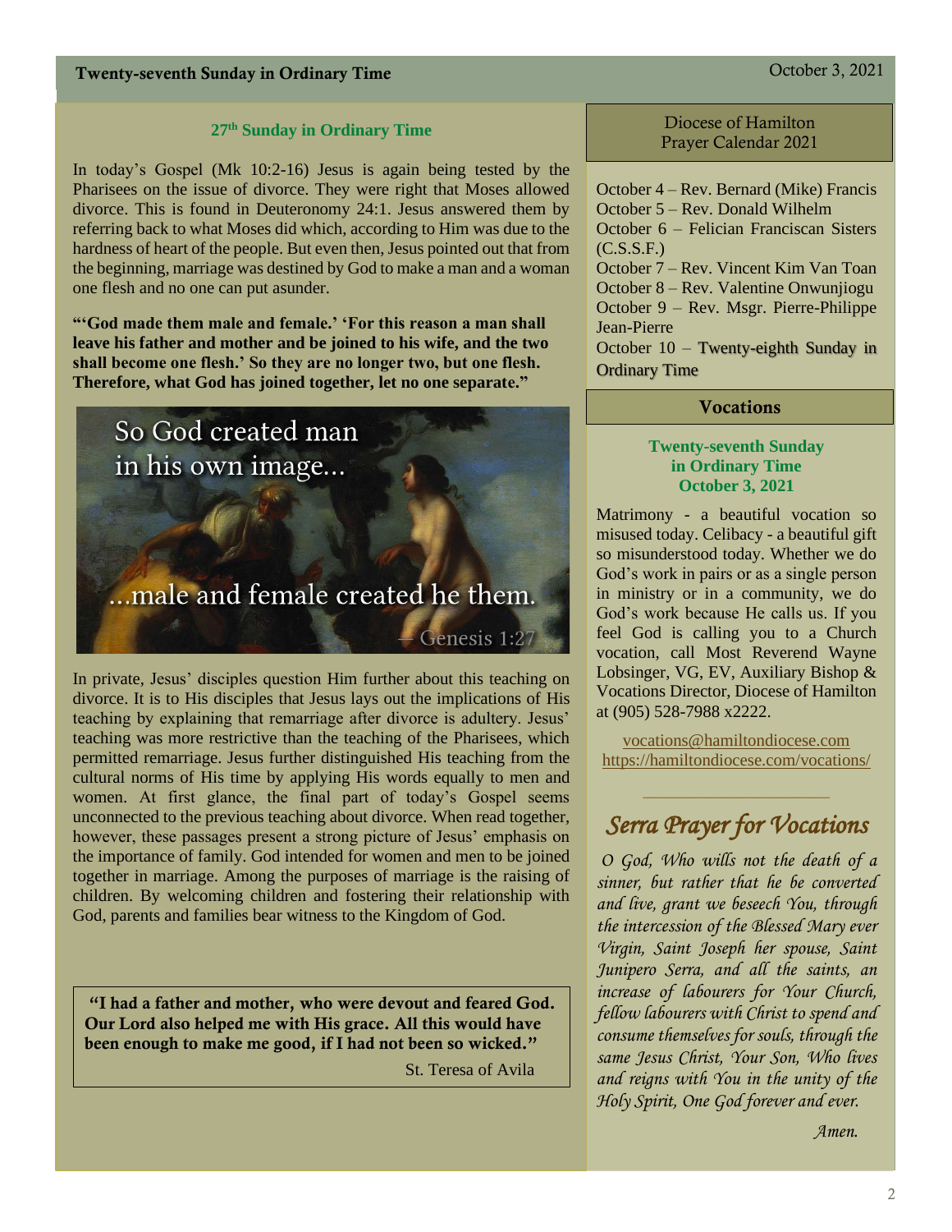## 27th Sunday in Ordinary Time

In today's Gospel (Mk 10:2-16) Jesus is again being tested by the Pharisees on the issue of divorce. They were right that Moses allowed divorce. This is found in Deuteronomy 24:1. Jesus answered them by referring back to what Moses did which, according to Him was due to the hardness of heart of the people. But even then, Jesus pointed out that from the beginning, marriage was destined by God to make a man and a woman one flesh and no one can put asunder.

**"'God made them male and female.' 'For this reason a man shall leave his father and mother and be joined to his wife, and the two shall become one flesh.' So they are no longer two, but one flesh. Therefore, what God has joined together, let no one separate."**

In private, Jesus' disciples question Him further about this teaching on divorce. It is to His disciples that Jesus lays out the implications of His teaching by explaining that remarriage after divorce is adultery. Jesus' teaching was more restrictive than the teaching of the Pharisees, which permitted remarriage. Jesus further distinguished His teaching from the cultural norms of His time by applying His words equally to men and women. At first glance, the final part of today's Gospel seems unconnected to the previous teaching about divorce. When read together, however, these passages present a strong picture of Jesus' emphasis on the importance of family. God intended for women and men to be joined together in marriage. Among the purposes of marriage is the raising of children. By welcoming children and fostering their relationship with God, parents and families bear witness to the Kingdom of God.

> **"I had a father and mother, who were devout and feared God. Our Lord also helped me with His grace. All this would have been enough to make me good, if I had not been so wicked."**
>
> St. Teresa of Avila

## Diocese of Hamilton Prayer Calendar 2021

October 4 – Rev. Bernard (Mike) Francis
October 5 – Rev. Donald Wilhelm
October 6 – Felician Franciscan Sisters (C.S.S.F.)
October 7 – Rev. Vincent Kim Van Toan
October 8 – Rev. Valentine Onwunjiogu
October 9 – Rev. Msgr. Pierre-Philippe Jean-Pierre
October 10 – Twenty-eighth Sunday in Ordinary Time

## Vocations

**Twenty-seventh Sunday in Ordinary Time
October 3, 2021**

Matrimony - a beautiful vocation so misused today. Celibacy - a beautiful gift so misunderstood today. Whether we do God's work in pairs or as a single person in ministry or in a community, we do God's work because He calls us. If you feel God is calling you to a Church vocation, call Most Reverend Wayne Lobsinger, VG, EV, Auxiliary Bishop & Vocations Director, Diocese of Hamilton at (905) 528-7988 x2222.

vocations@hamiltondiocese.com
https://hamiltondiocese.com/vocations/

## *Serra Prayer for Vocations*

*O God, Who wills not the death of a sinner, but rather that he be converted and live, grant we beseech You, through the intercession of the Blessed Mary ever Virgin, Saint Joseph her spouse, Saint Junipero Serra, and all the saints, an increase of labourers for Your Church, fellow labourers with Christ to spend and consume themselves for souls, through the same Jesus Christ, Your Son, Who lives and reigns with You in the unity of the Holy Spirit, One God forever and ever.*

*Amen.*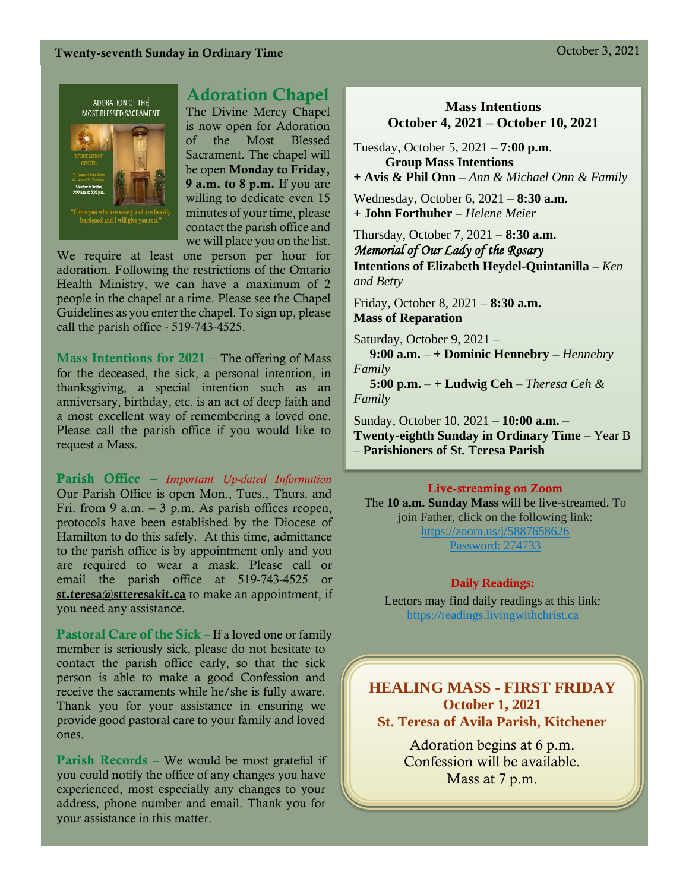## Adoration Chapel

The Divine Mercy Chapel is now open for Adoration of the Most Blessed Sacrament. The chapel will be open **Monday to Friday, 9 a.m. to 8 p.m.** If you are willing to dedicate even 15 minutes of your time, please contact the parish office and we will place you on the list. We require at least one person per hour for adoration. Following the restrictions of the Ontario Health Ministry, we can have a maximum of 2 people in the chapel at a time. Please see the Chapel Guidelines as you enter the chapel. To sign up, please call the parish office - 519-743-4525.

**Mass Intentions for 2021** – The offering of Mass for the deceased, the sick, a personal intention, in thanksgiving, a special intention such as an anniversary, birthday, etc. is an act of deep faith and a most excellent way of remembering a loved one. Please call the parish office if you would like to request a Mass.

**Parish Office** – *Important Up-dated Information*
Our Parish Office is open Mon., Tues., Thurs. and Fri. from 9 a.m. – 3 p.m. As parish offices reopen, protocols have been established by the Diocese of Hamilton to do this safely. At this time, admittance to the parish office is by appointment only and you are required to wear a mask. Please call or email the parish office at 519-743-4525 or **st.teresa@stteresakit.ca** to make an appointment, if you need any assistance.

**Pastoral Care of the Sick** – If a loved one or family member is seriously sick, please do not hesitate to contact the parish office early, so that the sick person is able to make a good Confession and receive the sacraments while he/she is fully aware. Thank you for your assistance in ensuring we provide good pastoral care to your family and loved ones.

**Parish Records** – We would be most grateful if you could notify the office of any changes you have experienced, most especially any changes to your address, phone number and email. Thank you for your assistance in this matter.

### Mass Intentions
### October 4, 2021 – October 10, 2021

Tuesday, October 5, 2021 – **7:00 p.m.**
**Group Mass Intentions**
**+ Avis & Phil Onn –** *Ann & Michael Onn & Family*

Wednesday, October 6, 2021 – **8:30 a.m.**
**+ John Forthuber –** *Helene Meier*

Thursday, October 7, 2021 – **8:30 a.m.**
*Memorial of Our Lady of the Rosary*
**Intentions of Elizabeth Heydel-Quintanilla –** *Ken and Betty*

Friday, October 8, 2021 – **8:30 a.m.**
**Mass of Reparation**

Saturday, October 9, 2021 –
**9:00 a.m.** – **+ Dominic Hennebry –** *Hennebry Family*
**5:00 p.m.** – **+ Ludwig Ceh** – *Theresa Ceh & Family*

Sunday, October 10, 2021 – **10:00 a.m.** –
**Twenty-eighth Sunday in Ordinary Time** – Year B – **Parishioners of St. Teresa Parish**

**Live-streaming on Zoom**

The **10 a.m. Sunday Mass** will be live-streamed. To join Father, click on the following link:
https://zoom.us/j/5887658626
Password: 274733

**Daily Readings:**

Lectors may find daily readings at this link:
https://readings.livingwithchrist.ca

### HEALING MASS - FIRST FRIDAY
**October 1, 2021**
**St. Teresa of Avila Parish, Kitchener**

Adoration begins at 6 p.m.
Confession will be available.
Mass at 7 p.m.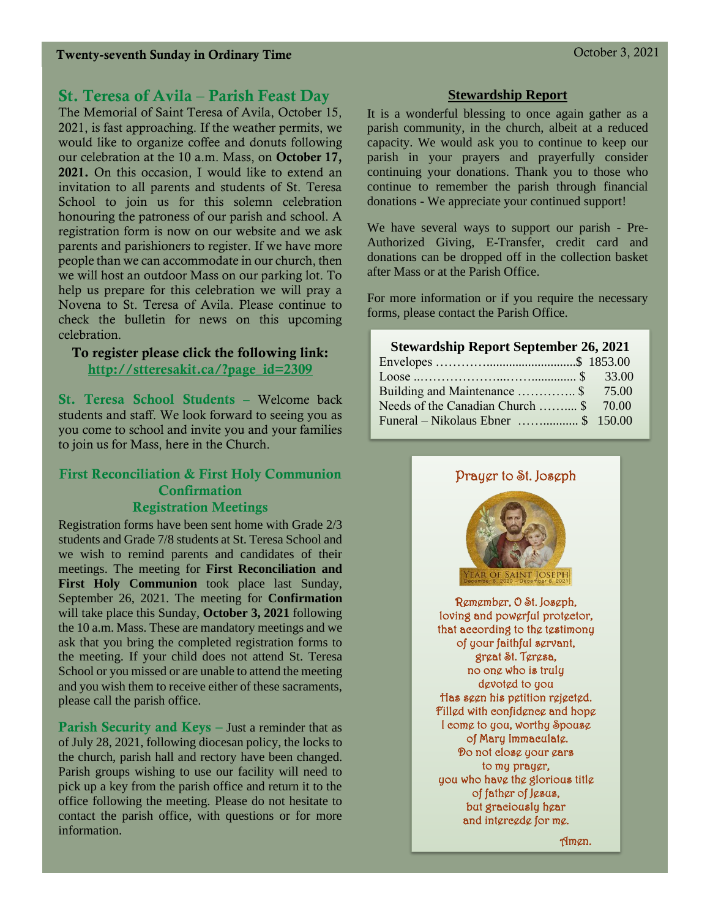Twenty-seventh Sunday in Ordinary Time

October 3, 2021

## St. Teresa of Avila – Parish Feast Day

The Memorial of Saint Teresa of Avila, October 15, 2021, is fast approaching. If the weather permits, we would like to organize coffee and donuts following our celebration at the 10 a.m. Mass, on **October 17, 2021.** On this occasion, I would like to extend an invitation to all parents and students of St. Teresa School to join us for this solemn celebration honouring the patroness of our parish and school. A registration form is now on our website and we ask parents and parishioners to register. If we have more people than we can accommodate in our church, then we will host an outdoor Mass on our parking lot. To help us prepare for this celebration we will pray a Novena to St. Teresa of Avila. Please continue to check the bulletin for news on this upcoming celebration.

**To register please click the following link:**
http://stteresakit.ca/?page_id=2309

**St. Teresa School Students** – Welcome back students and staff. We look forward to seeing you as you come to school and invite you and your families to join us for Mass, here in the Church.

### First Reconciliation & First Holy Communion Confirmation Registration Meetings

Registration forms have been sent home with Grade 2/3 students and Grade 7/8 students at St. Teresa School and we wish to remind parents and candidates of their meetings. The meeting for **First Reconciliation and First Holy Communion** took place last Sunday, September 26, 2021. The meeting for **Confirmation** will take place this Sunday, **October 3, 2021** following the 10 a.m. Mass. These are mandatory meetings and we ask that you bring the completed registration forms to the meeting. If your child does not attend St. Teresa School or you missed or are unable to attend the meeting and you wish them to receive either of these sacraments, please call the parish office.

**Parish Security and Keys** – Just a reminder that as of July 28, 2021, following diocesan policy, the locks to the church, parish hall and rectory have been changed. Parish groups wishing to use our facility will need to pick up a key from the parish office and return it to the office following the meeting. Please do not hesitate to contact the parish office, with questions or for more information.

### Stewardship Report

It is a wonderful blessing to once again gather as a parish community, in the church, albeit at a reduced capacity. We would ask you to continue to keep our parish in your prayers and prayerfully consider continuing your donations. Thank you to those who continue to remember the parish through financial donations - We appreciate your continued support!

We have several ways to support our parish - Pre-Authorized Giving, E-Transfer, credit card and donations can be dropped off in the collection basket after Mass or at the Parish Office.

For more information or if you require the necessary forms, please contact the Parish Office.

**Stewardship Report September 26, 2021**

| Item | Amount |
|---|---|
| Envelopes | $ 1853.00 |
| Loose | $ 33.00 |
| Building and Maintenance | $ 75.00 |
| Needs of the Canadian Church | $ 70.00 |
| Funeral – Nikolaus Ebner | $ 150.00 |

### Prayer to St. Joseph

YEAR OF SAINT JOSEPH
December 8, 2020 – December 8, 2021

Remember, O St. Joseph,
loving and powerful protector,
that according to the testimony
of your faithful servant,
great St. Teresa,
no one who is truly
devoted to you
Has seen his petition rejected.
Filled with confidence and hope
I come to you, worthy Spouse
of Mary Immaculate.
Do not close your ears
to my prayer,
you who have the glorious title
of father of Jesus,
but graciously hear
and intercede for me.

Amen.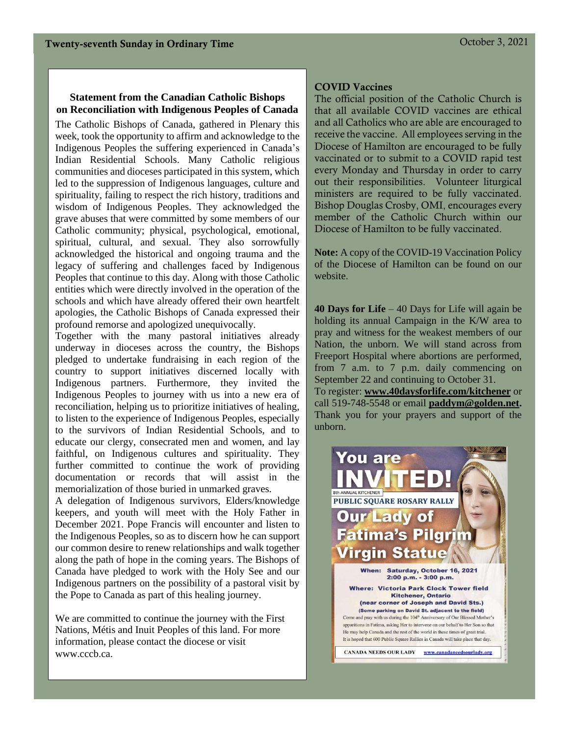## Statement from the Canadian Catholic Bishops on Reconciliation with Indigenous Peoples of Canada

The Catholic Bishops of Canada, gathered in Plenary this week, took the opportunity to affirm and acknowledge to the Indigenous Peoples the suffering experienced in Canada's Indian Residential Schools. Many Catholic religious communities and dioceses participated in this system, which led to the suppression of Indigenous languages, culture and spirituality, failing to respect the rich history, traditions and wisdom of Indigenous Peoples. They acknowledged the grave abuses that were committed by some members of our Catholic community; physical, psychological, emotional, spiritual, cultural, and sexual. They also sorrowfully acknowledged the historical and ongoing trauma and the legacy of suffering and challenges faced by Indigenous Peoples that continue to this day. Along with those Catholic entities which were directly involved in the operation of the schools and which have already offered their own heartfelt apologies, the Catholic Bishops of Canada expressed their profound remorse and apologized unequivocally.

Together with the many pastoral initiatives already underway in dioceses across the country, the Bishops pledged to undertake fundraising in each region of the country to support initiatives discerned locally with Indigenous partners. Furthermore, they invited the Indigenous Peoples to journey with us into a new era of reconciliation, helping us to prioritize initiatives of healing, to listen to the experience of Indigenous Peoples, especially to the survivors of Indian Residential Schools, and to educate our clergy, consecrated men and women, and lay faithful, on Indigenous cultures and spirituality. They further committed to continue the work of providing documentation or records that will assist in the memorialization of those buried in unmarked graves.

A delegation of Indigenous survivors, Elders/knowledge keepers, and youth will meet with the Holy Father in December 2021. Pope Francis will encounter and listen to the Indigenous Peoples, so as to discern how he can support our common desire to renew relationships and walk together along the path of hope in the coming years. The Bishops of Canada have pledged to work with the Holy See and our Indigenous partners on the possibility of a pastoral visit by the Pope to Canada as part of this healing journey.

We are committed to continue the journey with the First Nations, Métis and Inuit Peoples of this land. For more information, please contact the diocese or visit www.cccb.ca.

## COVID Vaccines

The official position of the Catholic Church is that all available COVID vaccines are ethical and all Catholics who are able are encouraged to receive the vaccine. All employees serving in the Diocese of Hamilton are encouraged to be fully vaccinated or to submit to a COVID rapid test every Monday and Thursday in order to carry out their responsibilities. Volunteer liturgical ministers are required to be fully vaccinated. Bishop Douglas Crosby, OMI, encourages every member of the Catholic Church within our Diocese of Hamilton to be fully vaccinated.

**Note:** A copy of the COVID-19 Vaccination Policy of the Diocese of Hamilton can be found on our website.

**40 Days for Life** – 40 Days for Life will again be holding its annual Campaign in the K/W area to pray and witness for the weakest members of our Nation, the unborn. We will stand across from Freeport Hospital where abortions are performed, from 7 a.m. to 7 p.m. daily commencing on September 22 and continuing to October 31.
To register: **www.40daysforlife.com/kitchener** or call 519-748-5548 or email **paddym@golden.net.** Thank you for your prayers and support of the unborn.

**You are INVITED!**

8th ANNUAL KITCHENER PUBLIC SQUARE ROSARY RALLY

**Our Lady of Fatima's Pilgrim Virgin Statue**

**When: Saturday, October 16, 2021 2:00 p.m. - 3:00 p.m.**

**Where: Victoria Park Clock Tower field Kitchener, Ontario (near corner of Joseph and David Sts.)**

**(Some parking on David St. adjacent to the field)**

Come and pray with us during the 104th Anniversary of Our Blessed Mother's apparitions in Fatima, asking Her to intervene on our behalf to Her Son so that He may help Canada and the rest of the world in these times of great trial. It is hoped that 600 Public Square Rallies in Canada will take place that day.

CANADA NEEDS OUR LADY www.canadaneedsourlady.org